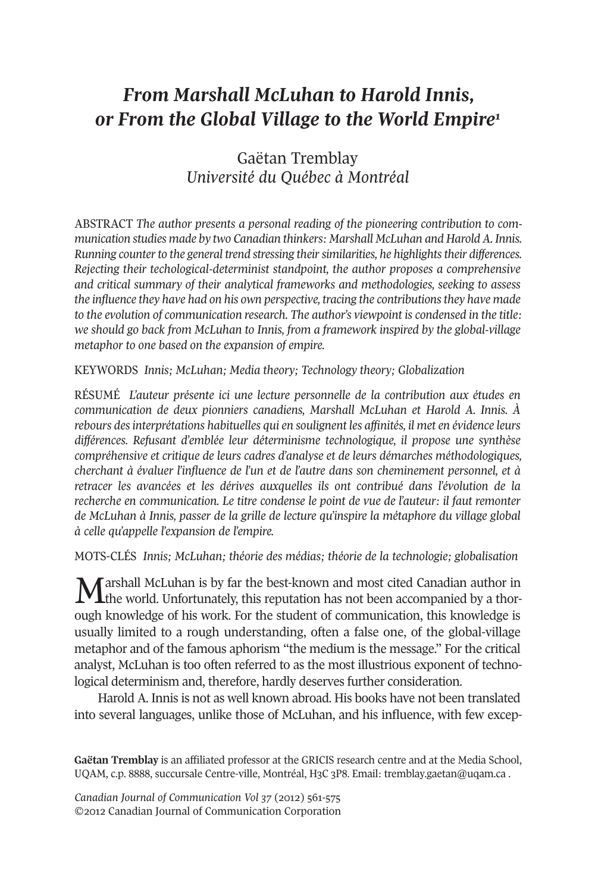# *From Marshall McLuhan to Harold Innis, or From the Global Village to the World Empire*[1]

Gaëtan Tremblay
*Université du Québec à Montréal*

ABSTRACT *The author presents a personal reading of the pioneering contribution to communication studies made by two Canadian thinkers: Marshall McLuhan and Harold A. Innis. Running counter to the general trend stressing their similarities, he highlights their differences. Rejecting their techological-determinist standpoint, the author proposes a comprehensive and critical summary of their analytical frameworks and methodologies, seeking to assess the influence they have had on his own perspective, tracing the contributions they have made to the evolution of communication research. The author's viewpoint is condensed in the title: we should go back from McLuhan to Innis, from a framework inspired by the global-village metaphor to one based on the expansion of empire.*

KEYWORDS *Innis; McLuhan; Media theory; Technology theory; Globalization*

RÉSUMÉ *L'auteur présente ici une lecture personnelle de la contribution aux études en communication de deux pionniers canadiens, Marshall McLuhan et Harold A. Innis. À rebours des interprétations habituelles qui en soulignent les affinités, il met en évidence leurs différences. Refusant d'emblée leur déterminisme technologique, il propose une synthèse compréhensive et critique de leurs cadres d'analyse et de leurs démarches méthodologiques, cherchant à évaluer l'influence de l'un et de l'autre dans son cheminement personnel, et à retracer les avancées et les dérives auxquelles ils ont contribué dans l'évolution de la recherche en communication. Le titre condense le point de vue de l'auteur: il faut remonter de McLuhan à Innis, passer de la grille de lecture qu'inspire la métaphore du village global à celle qu'appelle l'expansion de l'empire.*

MOTS-CLÉS *Innis; McLuhan; théorie des médias; théorie de la technologie; globalisation*

Marshall McLuhan is by far the best-known and most cited Canadian author in the world. Unfortunately, this reputation has not been accompanied by a thorough knowledge of his work. For the student of communication, this knowledge is usually limited to a rough understanding, often a false one, of the global-village metaphor and of the famous aphorism "the medium is the message." For the critical analyst, McLuhan is too often referred to as the most illustrious exponent of technological determinism and, therefore, hardly deserves further consideration.

Harold A. Innis is not as well known abroad. His books have not been translated into several languages, unlike those of McLuhan, and his influence, with few excep-

**Gaëtan Tremblay** is an affiliated professor at the GRICIS research centre and at the Media School, UQAM, c.p. 8888, succursale Centre-ville, Montréal, H3C 3P8. Email: tremblay.gaetan@uqam.ca .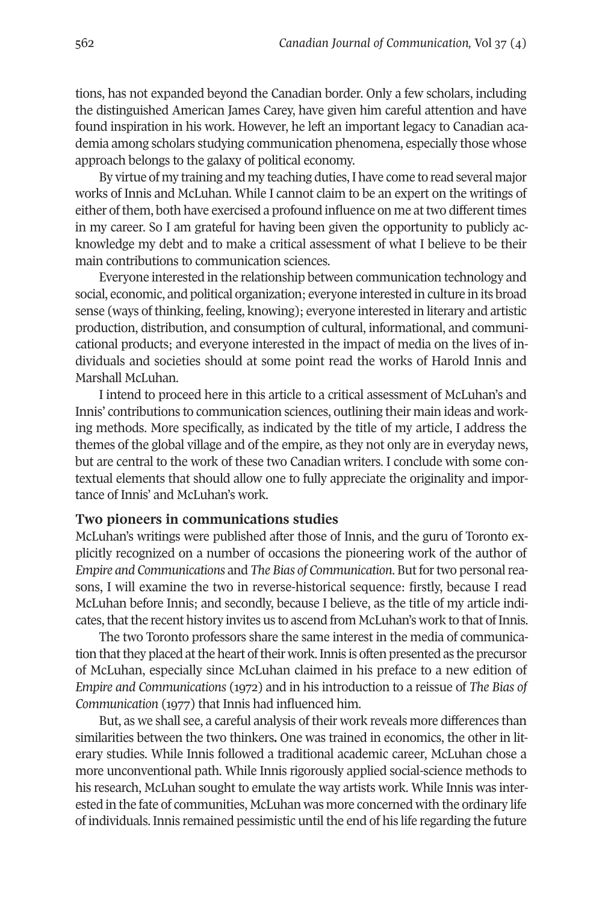tions, has not expanded beyond the Canadian border. Only a few scholars, including the distinguished American James Carey, have given him careful attention and have found inspiration in his work. However, he left an important legacy to Canadian academia among scholars studying communication phenomena, especially those whose approach belongs to the galaxy of political economy.

By virtue of my training and my teaching duties, I have come to read several major works of Innis and McLuhan. While I cannot claim to be an expert on the writings of either of them, both have exercised a profound influence on me at two different times in my career. So I am grateful for having been given the opportunity to publicly acknowledge my debt and to make a critical assessment of what I believe to be their main contributions to communication sciences.

Everyone interested in the relationship between communication technology and social, economic, and political organization; everyone interested in culture in its broad sense (ways of thinking, feeling, knowing); everyone interested in literary and artistic production, distribution, and consumption of cultural, informational, and communicational products; and everyone interested in the impact of media on the lives of individuals and societies should at some point read the works of Harold Innis and Marshall McLuhan.

I intend to proceed here in this article to a critical assessment of McLuhan's and Innis' contributions to communication sciences, outlining their main ideas and working methods. More specifically, as indicated by the title of my article, I address the themes of the global village and of the empire, as they not only are in everyday news, but are central to the work of these two Canadian writers. I conclude with some contextual elements that should allow one to fully appreciate the originality and importance of Innis' and McLuhan's work.

## Two pioneers in communications studies

McLuhan's writings were published after those of Innis, and the guru of Toronto explicitly recognized on a number of occasions the pioneering work of the author of *Empire and Communications* and *The Bias of Communication*. But for two personal reasons, I will examine the two in reverse-historical sequence: firstly, because I read McLuhan before Innis; and secondly, because I believe, as the title of my article indicates, that the recent history invites us to ascend from McLuhan's work to that of Innis.

The two Toronto professors share the same interest in the media of communication that they placed at the heart of their work. Innis is often presented as the precursor of McLuhan, especially since McLuhan claimed in his preface to a new edition of *Empire and Communications* (1972) and in his introduction to a reissue of *The Bias of Communication* (1977) that Innis had influenced him.

But, as we shall see, a careful analysis of their work reveals more differences than similarities between the two thinkers**.** One was trained in economics, the other in literary studies. While Innis followed a traditional academic career, McLuhan chose a more unconventional path. While Innis rigorously applied social-science methods to his research, McLuhan sought to emulate the way artists work. While Innis was interested in the fate of communities, McLuhan was more concerned with the ordinary life of individuals. Innis remained pessimistic until the end of his life regarding the future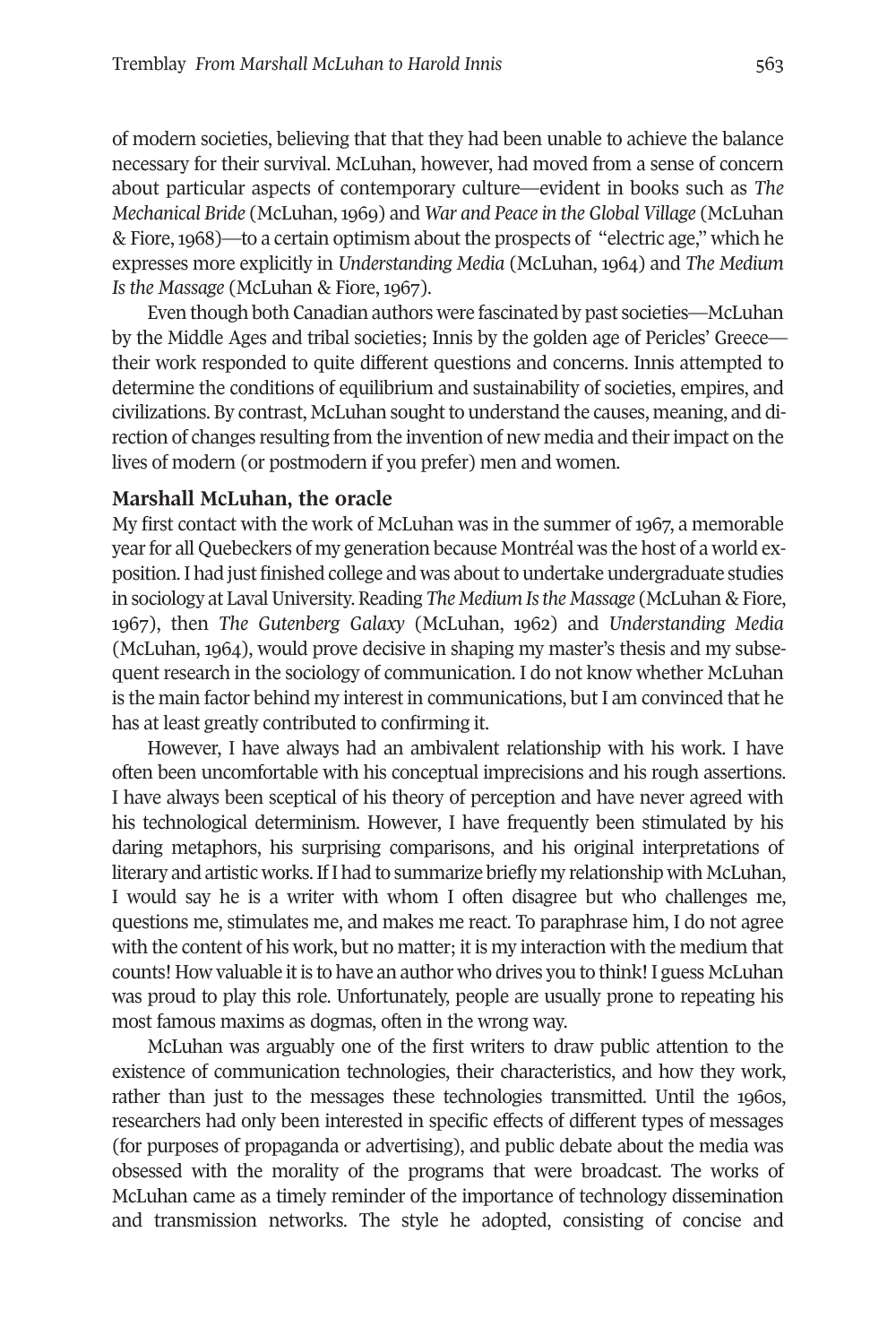of modern societies, believing that that they had been unable to achieve the balance necessary for their survival. McLuhan, however, had moved from a sense of concern about particular aspects of contemporary culture—evident in books such as *The Mechanical Bride* (McLuhan, 1969) and *War and Peace in the Global Village* (McLuhan & Fiore, 1968)—to a certain optimism about the prospects of "electric age," which he expresses more explicitly in *Understanding Media* (McLuhan, 1964) and *The Medium Is the Massage* (McLuhan & Fiore, 1967).

Even though both Canadian authors were fascinated by past societies—McLuhan by the Middle Ages and tribal societies; Innis by the golden age of Pericles' Greece—their work responded to quite different questions and concerns. Innis attempted to determine the conditions of equilibrium and sustainability of societies, empires, and civilizations. By contrast, McLuhan sought to understand the causes, meaning, and direction of changes resulting from the invention of new media and their impact on the lives of modern (or postmodern if you prefer) men and women.

## Marshall McLuhan, the oracle

My first contact with the work of McLuhan was in the summer of 1967, a memorable year for all Quebeckers of my generation because Montréal was the host of a world exposition. I had just finished college and was about to undertake undergraduate studies in sociology at Laval University. Reading *The Medium Is the Massage* (McLuhan & Fiore, 1967), then *The Gutenberg Galaxy* (McLuhan, 1962) and *Understanding Media* (McLuhan, 1964), would prove decisive in shaping my master's thesis and my subsequent research in the sociology of communication. I do not know whether McLuhan is the main factor behind my interest in communications, but I am convinced that he has at least greatly contributed to confirming it.

However, I have always had an ambivalent relationship with his work. I have often been uncomfortable with his conceptual imprecisions and his rough assertions. I have always been sceptical of his theory of perception and have never agreed with his technological determinism. However, I have frequently been stimulated by his daring metaphors, his surprising comparisons, and his original interpretations of literary and artistic works. If I had to summarize briefly my relationship with McLuhan, I would say he is a writer with whom I often disagree but who challenges me, questions me, stimulates me, and makes me react. To paraphrase him, I do not agree with the content of his work, but no matter; it is my interaction with the medium that counts! How valuable it is to have an author who drives you to think! I guess McLuhan was proud to play this role. Unfortunately, people are usually prone to repeating his most famous maxims as dogmas, often in the wrong way.

McLuhan was arguably one of the first writers to draw public attention to the existence of communication technologies, their characteristics, and how they work, rather than just to the messages these technologies transmitted. Until the 1960s, researchers had only been interested in specific effects of different types of messages (for purposes of propaganda or advertising), and public debate about the media was obsessed with the morality of the programs that were broadcast. The works of McLuhan came as a timely reminder of the importance of technology dissemination and transmission networks. The style he adopted, consisting of concise and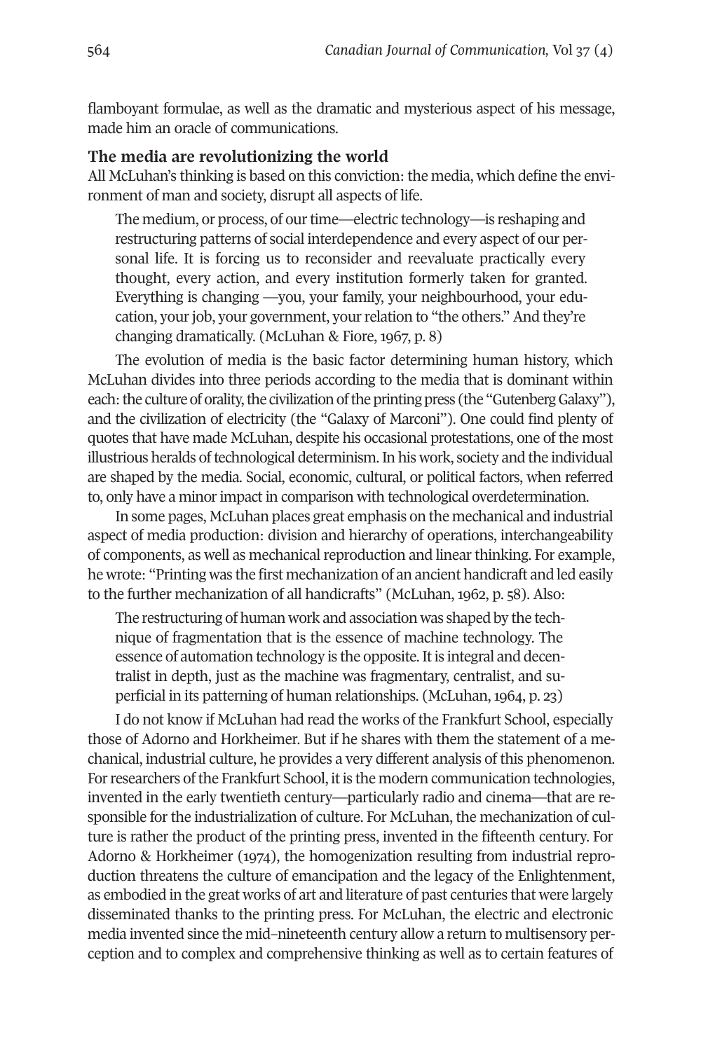flamboyant formulae, as well as the dramatic and mysterious aspect of his message, made him an oracle of communications.

### The media are revolutionizing the world

All McLuhan's thinking is based on this conviction: the media, which define the environment of man and society, disrupt all aspects of life.

> The medium, or process, of our time—electric technology—is reshaping and restructuring patterns of social interdependence and every aspect of our personal life. It is forcing us to reconsider and reevaluate practically every thought, every action, and every institution formerly taken for granted. Everything is changing —you, your family, your neighbourhood, your education, your job, your government, your relation to "the others." And they're changing dramatically. (McLuhan & Fiore, 1967, p. 8)

The evolution of media is the basic factor determining human history, which McLuhan divides into three periods according to the media that is dominant within each: the culture of orality, the civilization of the printing press (the "Gutenberg Galaxy"), and the civilization of electricity (the "Galaxy of Marconi"). One could find plenty of quotes that have made McLuhan, despite his occasional protestations, one of the most illustrious heralds of technological determinism. In his work, society and the individual are shaped by the media. Social, economic, cultural, or political factors, when referred to, only have a minor impact in comparison with technological overdetermination.

In some pages, McLuhan places great emphasis on the mechanical and industrial aspect of media production: division and hierarchy of operations, interchangeability of components, as well as mechanical reproduction and linear thinking. For example, he wrote: "Printing was the first mechanization of an ancient handicraft and led easily to the further mechanization of all handicrafts" (McLuhan, 1962, p. 58). Also:

> The restructuring of human work and association was shaped by the technique of fragmentation that is the essence of machine technology. The essence of automation technology is the opposite. It is integral and decentralist in depth, just as the machine was fragmentary, centralist, and superficial in its patterning of human relationships. (McLuhan, 1964, p. 23)

I do not know if McLuhan had read the works of the Frankfurt School, especially those of Adorno and Horkheimer. But if he shares with them the statement of a mechanical, industrial culture, he provides a very different analysis of this phenomenon. For researchers of the Frankfurt School, it is the modern communication technologies, invented in the early twentieth century—particularly radio and cinema—that are responsible for the industrialization of culture. For McLuhan, the mechanization of culture is rather the product of the printing press, invented in the fifteenth century. For Adorno & Horkheimer (1974), the homogenization resulting from industrial reproduction threatens the culture of emancipation and the legacy of the Enlightenment, as embodied in the great works of art and literature of past centuries that were largely disseminated thanks to the printing press. For McLuhan, the electric and electronic media invented since the mid–nineteenth century allow a return to multisensory perception and to complex and comprehensive thinking as well as to certain features of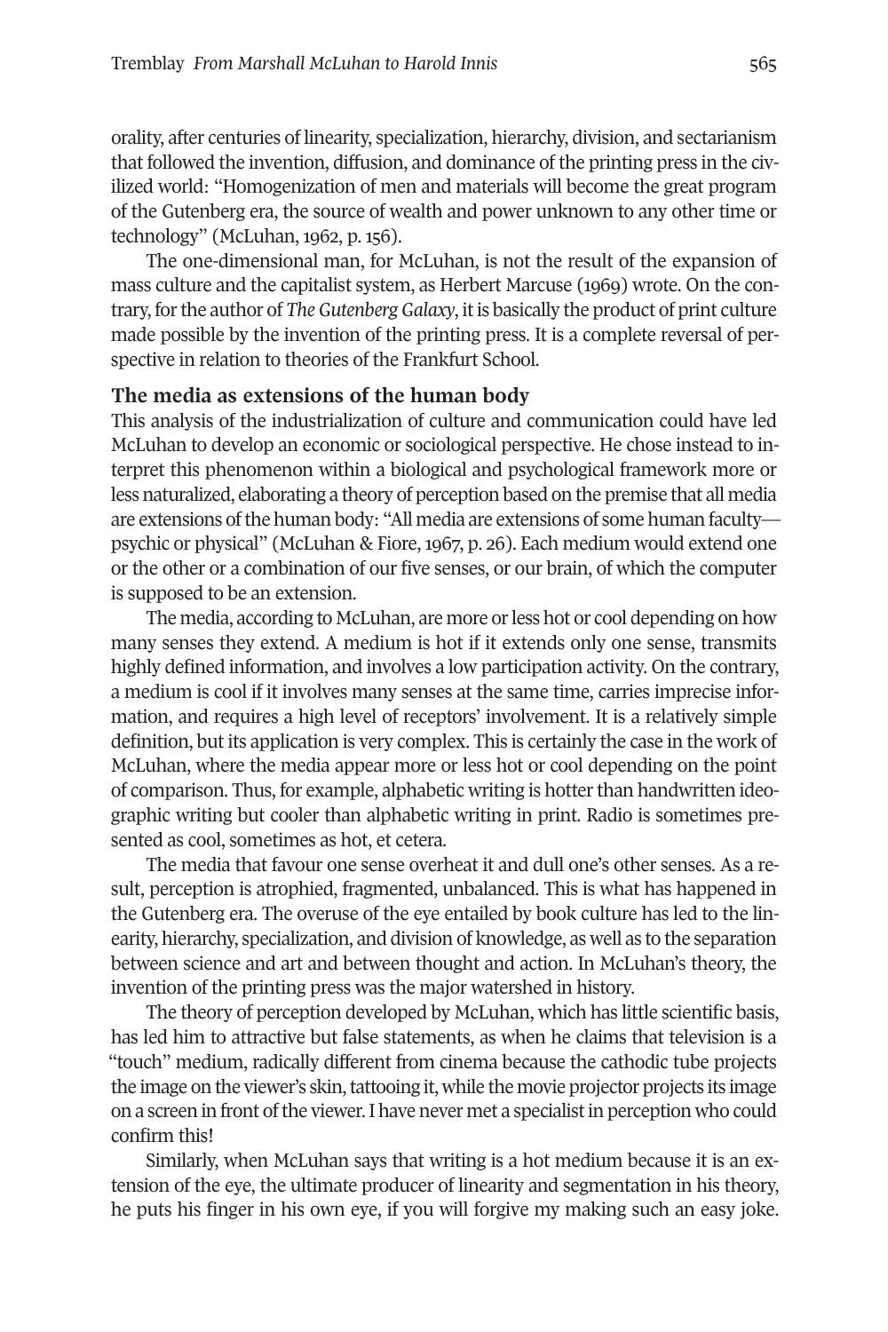orality, after centuries of linearity, specialization, hierarchy, division, and sectarianism that followed the invention, diffusion, and dominance of the printing press in the civilized world: "Homogenization of men and materials will become the great program of the Gutenberg era, the source of wealth and power unknown to any other time or technology" (McLuhan, 1962, p. 156).

The one-dimensional man, for McLuhan, is not the result of the expansion of mass culture and the capitalist system, as Herbert Marcuse (1969) wrote. On the contrary, for the author of *The Gutenberg Galaxy*, it is basically the product of print culture made possible by the invention of the printing press. It is a complete reversal of perspective in relation to theories of the Frankfurt School.

### The media as extensions of the human body

This analysis of the industrialization of culture and communication could have led McLuhan to develop an economic or sociological perspective. He chose instead to interpret this phenomenon within a biological and psychological framework more or less naturalized, elaborating a theory of perception based on the premise that all media are extensions of the human body: "All media are extensions of some human faculty—psychic or physical" (McLuhan & Fiore, 1967, p. 26). Each medium would extend one or the other or a combination of our five senses, or our brain, of which the computer is supposed to be an extension.

The media, according to McLuhan, are more or less hot or cool depending on how many senses they extend. A medium is hot if it extends only one sense, transmits highly defined information, and involves a low participation activity. On the contrary, a medium is cool if it involves many senses at the same time, carries imprecise information, and requires a high level of receptors' involvement. It is a relatively simple definition, but its application is very complex. This is certainly the case in the work of McLuhan, where the media appear more or less hot or cool depending on the point of comparison. Thus, for example, alphabetic writing is hotter than handwritten ideographic writing but cooler than alphabetic writing in print. Radio is sometimes presented as cool, sometimes as hot, et cetera.

The media that favour one sense overheat it and dull one's other senses. As a result, perception is atrophied, fragmented, unbalanced. This is what has happened in the Gutenberg era. The overuse of the eye entailed by book culture has led to the linearity, hierarchy, specialization, and division of knowledge, as well as to the separation between science and art and between thought and action. In McLuhan's theory, the invention of the printing press was the major watershed in history.

The theory of perception developed by McLuhan, which has little scientific basis, has led him to attractive but false statements, as when he claims that television is a "touch" medium, radically different from cinema because the cathodic tube projects the image on the viewer's skin, tattooing it, while the movie projector projects its image on a screen in front of the viewer. I have never met a specialist in perception who could confirm this!

Similarly, when McLuhan says that writing is a hot medium because it is an extension of the eye, the ultimate producer of linearity and segmentation in his theory, he puts his finger in his own eye, if you will forgive my making such an easy joke.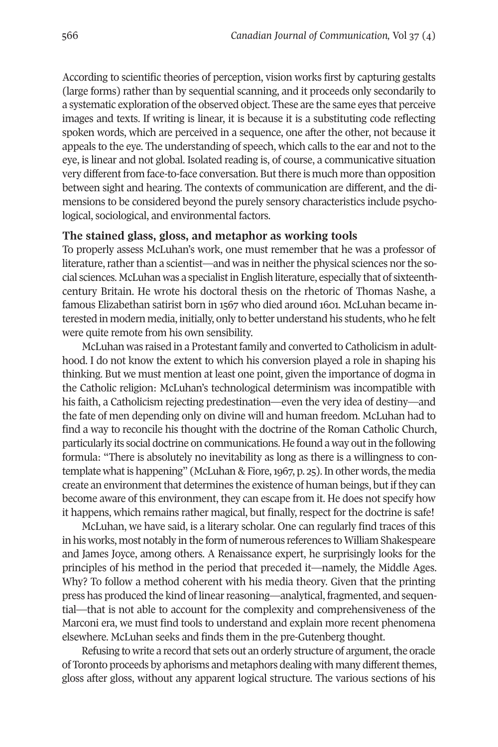According to scientific theories of perception, vision works first by capturing gestalts (large forms) rather than by sequential scanning, and it proceeds only secondarily to a systematic exploration of the observed object. These are the same eyes that perceive images and texts. If writing is linear, it is because it is a substituting code reflecting spoken words, which are perceived in a sequence, one after the other, not because it appeals to the eye. The understanding of speech, which calls to the ear and not to the eye, is linear and not global. Isolated reading is, of course, a communicative situation very different from face-to-face conversation. But there is much more than opposition between sight and hearing. The contexts of communication are different, and the dimensions to be considered beyond the purely sensory characteristics include psychological, sociological, and environmental factors.

## The stained glass, gloss, and metaphor as working tools

To properly assess McLuhan's work, one must remember that he was a professor of literature, rather than a scientist—and was in neither the physical sciences nor the social sciences. McLuhan was a specialist in English literature, especially that of sixteenth-century Britain. He wrote his doctoral thesis on the rhetoric of Thomas Nashe, a famous Elizabethan satirist born in 1567 who died around 1601. McLuhan became interested in modern media, initially, only to better understand his students, who he felt were quite remote from his own sensibility.

McLuhan was raised in a Protestant family and converted to Catholicism in adulthood. I do not know the extent to which his conversion played a role in shaping his thinking. But we must mention at least one point, given the importance of dogma in the Catholic religion: McLuhan's technological determinism was incompatible with his faith, a Catholicism rejecting predestination—even the very idea of destiny—and the fate of men depending only on divine will and human freedom. McLuhan had to find a way to reconcile his thought with the doctrine of the Roman Catholic Church, particularly its social doctrine on communications. He found a way out in the following formula: "There is absolutely no inevitability as long as there is a willingness to contemplate what is happening" (McLuhan & Fiore, 1967, p. 25). In other words, the media create an environment that determines the existence of human beings, but if they can become aware of this environment, they can escape from it. He does not specify how it happens, which remains rather magical, but finally, respect for the doctrine is safe!

McLuhan, we have said, is a literary scholar. One can regularly find traces of this in his works, most notably in the form of numerous references to William Shakespeare and James Joyce, among others. A Renaissance expert, he surprisingly looks for the principles of his method in the period that preceded it—namely, the Middle Ages. Why? To follow a method coherent with his media theory. Given that the printing press has produced the kind of linear reasoning—analytical, fragmented, and sequential—that is not able to account for the complexity and comprehensiveness of the Marconi era, we must find tools to understand and explain more recent phenomena elsewhere. McLuhan seeks and finds them in the pre-Gutenberg thought.

Refusing to write a record that sets out an orderly structure of argument, the oracle of Toronto proceeds by aphorisms and metaphors dealing with many different themes, gloss after gloss, without any apparent logical structure. The various sections of his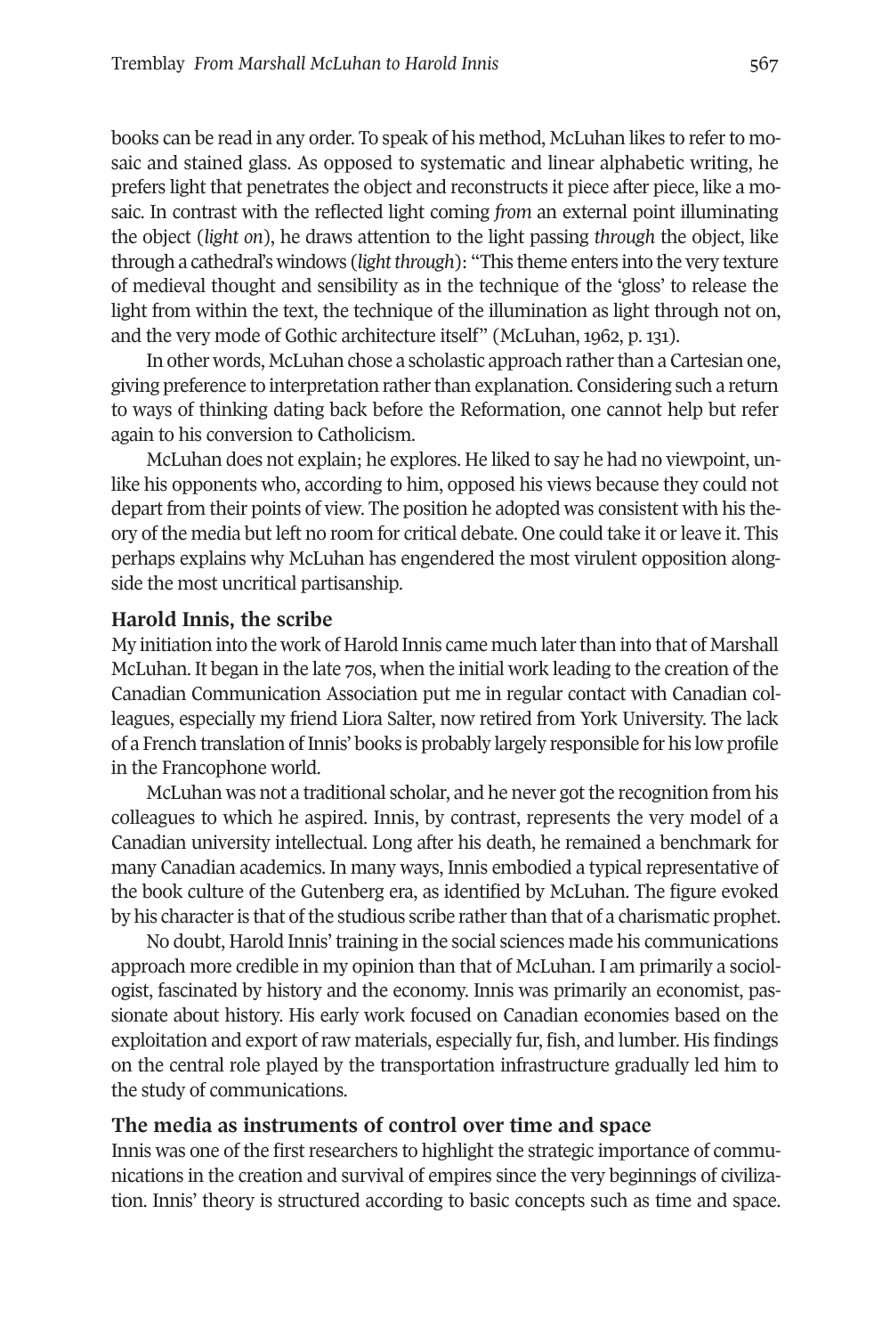books can be read in any order. To speak of his method, McLuhan likes to refer to mosaic and stained glass. As opposed to systematic and linear alphabetic writing, he prefers light that penetrates the object and reconstructs it piece after piece, like a mosaic. In contrast with the reflected light coming *from* an external point illuminating the object (*light on*), he draws attention to the light passing *through* the object, like through a cathedral's windows (*light through*): "This theme enters into the very texture of medieval thought and sensibility as in the technique of the 'gloss' to release the light from within the text, the technique of the illumination as light through not on, and the very mode of Gothic architecture itself" (McLuhan, 1962, p. 131).

In other words, McLuhan chose a scholastic approach rather than a Cartesian one, giving preference to interpretation rather than explanation. Considering such a return to ways of thinking dating back before the Reformation, one cannot help but refer again to his conversion to Catholicism.

McLuhan does not explain; he explores. He liked to say he had no viewpoint, unlike his opponents who, according to him, opposed his views because they could not depart from their points of view. The position he adopted was consistent with his theory of the media but left no room for critical debate. One could take it or leave it. This perhaps explains why McLuhan has engendered the most virulent opposition alongside the most uncritical partisanship.

## Harold Innis, the scribe

My initiation into the work of Harold Innis came much later than into that of Marshall McLuhan. It began in the late 70s, when the initial work leading to the creation of the Canadian Communication Association put me in regular contact with Canadian colleagues, especially my friend Liora Salter, now retired from York University. The lack of a French translation of Innis' books is probably largely responsible for his low profile in the Francophone world.

McLuhan was not a traditional scholar, and he never got the recognition from his colleagues to which he aspired. Innis, by contrast, represents the very model of a Canadian university intellectual. Long after his death, he remained a benchmark for many Canadian academics. In many ways, Innis embodied a typical representative of the book culture of the Gutenberg era, as identified by McLuhan. The figure evoked by his character is that of the studious scribe rather than that of a charismatic prophet.

No doubt, Harold Innis' training in the social sciences made his communications approach more credible in my opinion than that of McLuhan. I am primarily a sociologist, fascinated by history and the economy. Innis was primarily an economist, passionate about history. His early work focused on Canadian economies based on the exploitation and export of raw materials, especially fur, fish, and lumber. His findings on the central role played by the transportation infrastructure gradually led him to the study of communications.

## The media as instruments of control over time and space

Innis was one of the first researchers to highlight the strategic importance of communications in the creation and survival of empires since the very beginnings of civilization. Innis' theory is structured according to basic concepts such as time and space.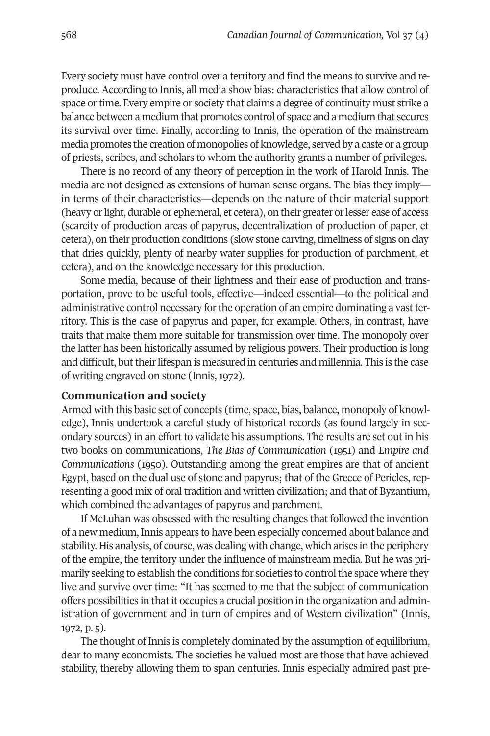Every society must have control over a territory and find the means to survive and reproduce. According to Innis, all media show bias: characteristics that allow control of space or time. Every empire or society that claims a degree of continuity must strike a balance between a medium that promotes control of space and a medium that secures its survival over time. Finally, according to Innis, the operation of the mainstream media promotes the creation of monopolies of knowledge, served by a caste or a group of priests, scribes, and scholars to whom the authority grants a number of privileges.

There is no record of any theory of perception in the work of Harold Innis. The media are not designed as extensions of human sense organs. The bias they imply—in terms of their characteristics—depends on the nature of their material support (heavy or light, durable or ephemeral, et cetera), on their greater or lesser ease of access (scarcity of production areas of papyrus, decentralization of production of paper, et cetera), on their production conditions (slow stone carving, timeliness of signs on clay that dries quickly, plenty of nearby water supplies for production of parchment, et cetera), and on the knowledge necessary for this production.

Some media, because of their lightness and their ease of production and transportation, prove to be useful tools, effective—indeed essential—to the political and administrative control necessary for the operation of an empire dominating a vast territory. This is the case of papyrus and paper, for example. Others, in contrast, have traits that make them more suitable for transmission over time. The monopoly over the latter has been historically assumed by religious powers. Their production is long and difficult, but their lifespan is measured in centuries and millennia. This is the case of writing engraved on stone (Innis, 1972).

## Communication and society

Armed with this basic set of concepts (time, space, bias, balance, monopoly of knowledge), Innis undertook a careful study of historical records (as found largely in secondary sources) in an effort to validate his assumptions. The results are set out in his two books on communications, *The Bias of Communication* (1951) and *Empire and Communications* (1950). Outstanding among the great empires are that of ancient Egypt, based on the dual use of stone and papyrus; that of the Greece of Pericles, representing a good mix of oral tradition and written civilization; and that of Byzantium, which combined the advantages of papyrus and parchment.

If McLuhan was obsessed with the resulting changes that followed the invention of a new medium, Innis appears to have been especially concerned about balance and stability. His analysis, of course, was dealing with change, which arises in the periphery of the empire, the territory under the influence of mainstream media. But he was primarily seeking to establish the conditions for societies to control the space where they live and survive over time: "It has seemed to me that the subject of communication offers possibilities in that it occupies a crucial position in the organization and administration of government and in turn of empires and of Western civilization" (Innis, 1972, p. 5).

The thought of Innis is completely dominated by the assumption of equilibrium, dear to many economists. The societies he valued most are those that have achieved stability, thereby allowing them to span centuries. Innis especially admired past pre-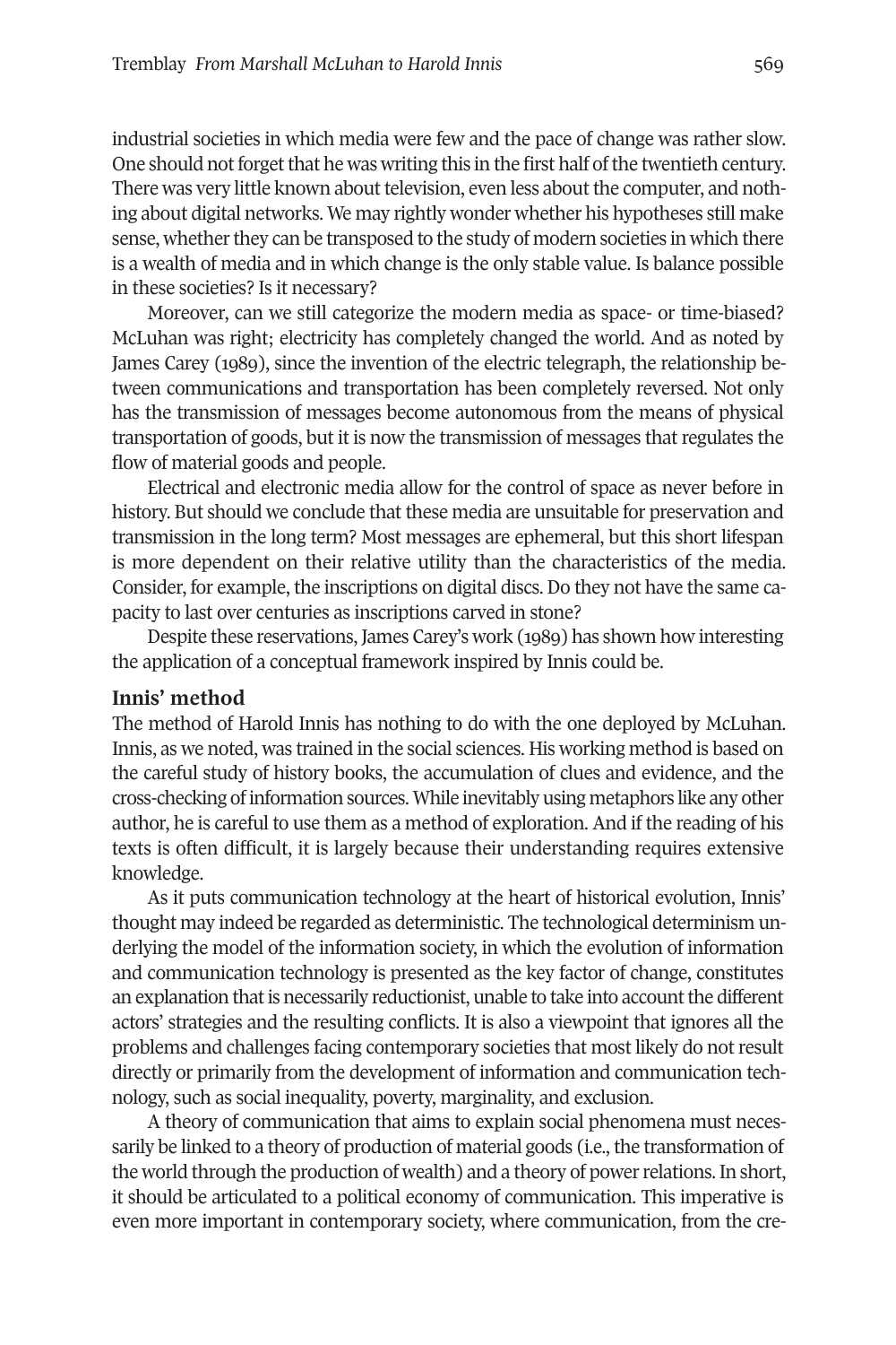industrial societies in which media were few and the pace of change was rather slow. One should not forget that he was writing this in the first half of the twentieth century. There was very little known about television, even less about the computer, and nothing about digital networks. We may rightly wonder whether his hypotheses still make sense, whether they can be transposed to the study of modern societies in which there is a wealth of media and in which change is the only stable value. Is balance possible in these societies? Is it necessary?

Moreover, can we still categorize the modern media as space- or time-biased? McLuhan was right; electricity has completely changed the world. And as noted by James Carey (1989), since the invention of the electric telegraph, the relationship between communications and transportation has been completely reversed. Not only has the transmission of messages become autonomous from the means of physical transportation of goods, but it is now the transmission of messages that regulates the flow of material goods and people.

Electrical and electronic media allow for the control of space as never before in history. But should we conclude that these media are unsuitable for preservation and transmission in the long term? Most messages are ephemeral, but this short lifespan is more dependent on their relative utility than the characteristics of the media. Consider, for example, the inscriptions on digital discs. Do they not have the same capacity to last over centuries as inscriptions carved in stone?

Despite these reservations, James Carey's work (1989) has shown how interesting the application of a conceptual framework inspired by Innis could be.

## Innis' method

The method of Harold Innis has nothing to do with the one deployed by McLuhan. Innis, as we noted, was trained in the social sciences. His working method is based on the careful study of history books, the accumulation of clues and evidence, and the cross-checking of information sources. While inevitably using metaphors like any other author, he is careful to use them as a method of exploration. And if the reading of his texts is often difficult, it is largely because their understanding requires extensive knowledge.

As it puts communication technology at the heart of historical evolution, Innis' thought may indeed be regarded as deterministic. The technological determinism underlying the model of the information society, in which the evolution of information and communication technology is presented as the key factor of change, constitutes an explanation that is necessarily reductionist, unable to take into account the different actors' strategies and the resulting conflicts. It is also a viewpoint that ignores all the problems and challenges facing contemporary societies that most likely do not result directly or primarily from the development of information and communication technology, such as social inequality, poverty, marginality, and exclusion.

A theory of communication that aims to explain social phenomena must necessarily be linked to a theory of production of material goods (i.e., the transformation of the world through the production of wealth) and a theory of power relations. In short, it should be articulated to a political economy of communication. This imperative is even more important in contemporary society, where communication, from the cre-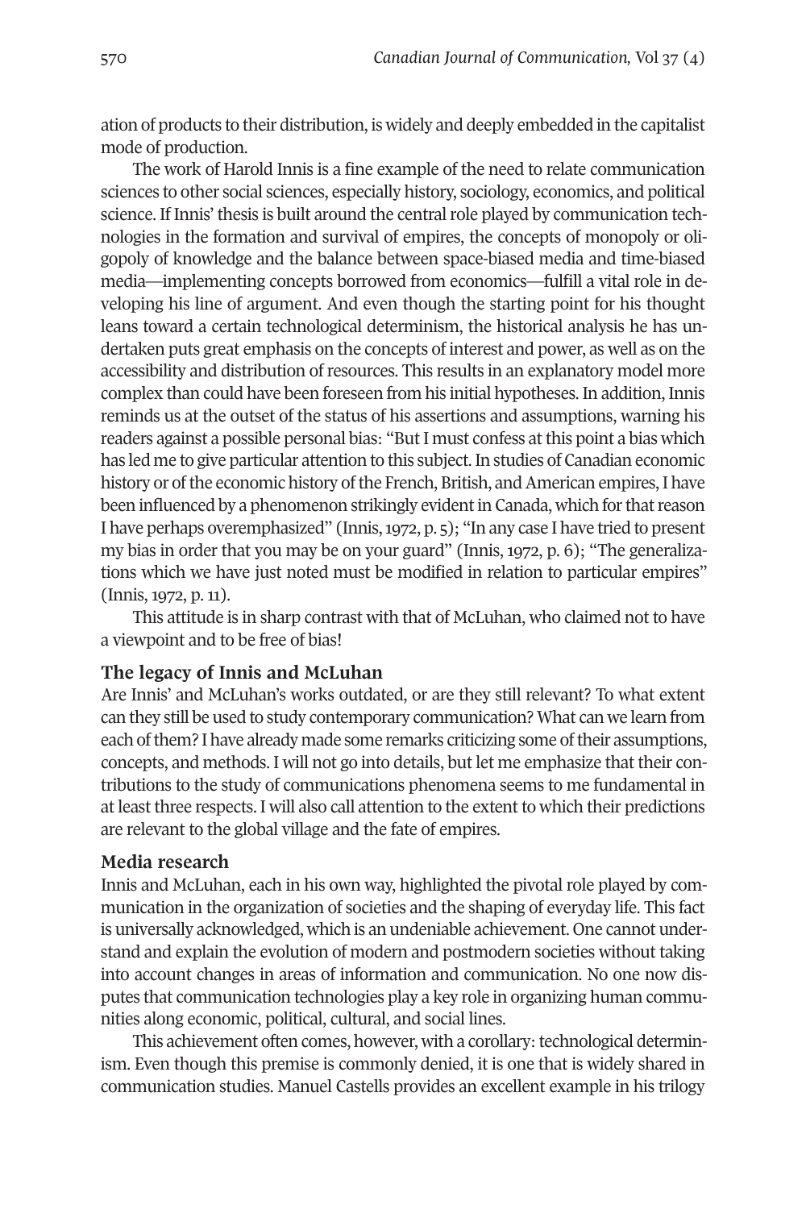ation of products to their distribution, is widely and deeply embedded in the capitalist mode of production.

The work of Harold Innis is a fine example of the need to relate communication sciences to other social sciences, especially history, sociology, economics, and political science. If Innis' thesis is built around the central role played by communication technologies in the formation and survival of empires, the concepts of monopoly or oligopoly of knowledge and the balance between space-biased media and time-biased media—implementing concepts borrowed from economics—fulfill a vital role in developing his line of argument. And even though the starting point for his thought leans toward a certain technological determinism, the historical analysis he has undertaken puts great emphasis on the concepts of interest and power, as well as on the accessibility and distribution of resources. This results in an explanatory model more complex than could have been foreseen from his initial hypotheses. In addition, Innis reminds us at the outset of the status of his assertions and assumptions, warning his readers against a possible personal bias: "But I must confess at this point a bias which has led me to give particular attention to this subject. In studies of Canadian economic history or of the economic history of the French, British, and American empires, I have been influenced by a phenomenon strikingly evident in Canada, which for that reason I have perhaps overemphasized" (Innis, 1972, p. 5); "In any case I have tried to present my bias in order that you may be on your guard" (Innis, 1972, p. 6); "The generalizations which we have just noted must be modified in relation to particular empires" (Innis, 1972, p. 11).

This attitude is in sharp contrast with that of McLuhan, who claimed not to have a viewpoint and to be free of bias!

## The legacy of Innis and McLuhan

Are Innis' and McLuhan's works outdated, or are they still relevant? To what extent can they still be used to study contemporary communication? What can we learn from each of them? I have already made some remarks criticizing some of their assumptions, concepts, and methods. I will not go into details, but let me emphasize that their contributions to the study of communications phenomena seems to me fundamental in at least three respects. I will also call attention to the extent to which their predictions are relevant to the global village and the fate of empires.

## Media research

Innis and McLuhan, each in his own way, highlighted the pivotal role played by communication in the organization of societies and the shaping of everyday life. This fact is universally acknowledged, which is an undeniable achievement. One cannot understand and explain the evolution of modern and postmodern societies without taking into account changes in areas of information and communication. No one now disputes that communication technologies play a key role in organizing human communities along economic, political, cultural, and social lines.

This achievement often comes, however, with a corollary: technological determinism. Even though this premise is commonly denied, it is one that is widely shared in communication studies. Manuel Castells provides an excellent example in his trilogy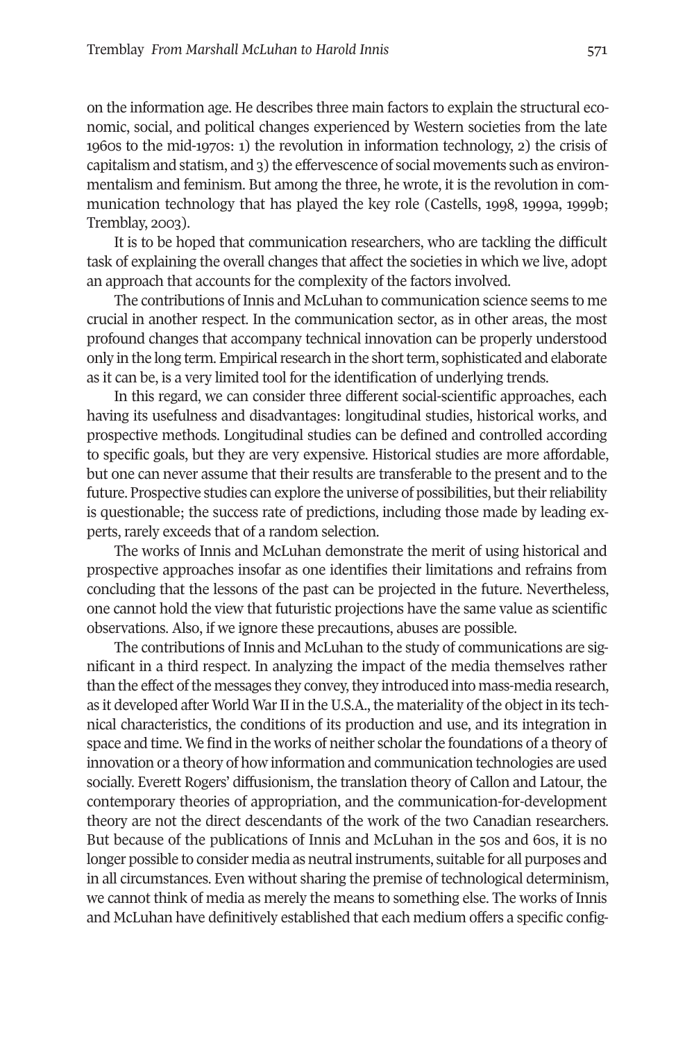on the information age. He describes three main factors to explain the structural economic, social, and political changes experienced by Western societies from the late 1960s to the mid-1970s: 1) the revolution in information technology, 2) the crisis of capitalism and statism, and 3) the effervescence of social movements such as environmentalism and feminism. But among the three, he wrote, it is the revolution in communication technology that has played the key role (Castells, 1998, 1999a, 1999b; Tremblay, 2003).

It is to be hoped that communication researchers, who are tackling the difficult task of explaining the overall changes that affect the societies in which we live, adopt an approach that accounts for the complexity of the factors involved.

The contributions of Innis and McLuhan to communication science seems to me crucial in another respect. In the communication sector, as in other areas, the most profound changes that accompany technical innovation can be properly understood only in the long term. Empirical research in the short term, sophisticated and elaborate as it can be, is a very limited tool for the identification of underlying trends.

In this regard, we can consider three different social-scientific approaches, each having its usefulness and disadvantages: longitudinal studies, historical works, and prospective methods. Longitudinal studies can be defined and controlled according to specific goals, but they are very expensive. Historical studies are more affordable, but one can never assume that their results are transferable to the present and to the future. Prospective studies can explore the universe of possibilities, but their reliability is questionable; the success rate of predictions, including those made by leading experts, rarely exceeds that of a random selection.

The works of Innis and McLuhan demonstrate the merit of using historical and prospective approaches insofar as one identifies their limitations and refrains from concluding that the lessons of the past can be projected in the future. Nevertheless, one cannot hold the view that futuristic projections have the same value as scientific observations. Also, if we ignore these precautions, abuses are possible.

The contributions of Innis and McLuhan to the study of communications are significant in a third respect. In analyzing the impact of the media themselves rather than the effect of the messages they convey, they introduced into mass-media research, as it developed after World War II in the U.S.A., the materiality of the object in its technical characteristics, the conditions of its production and use, and its integration in space and time. We find in the works of neither scholar the foundations of a theory of innovation or a theory of how information and communication technologies are used socially. Everett Rogers' diffusionism, the translation theory of Callon and Latour, the contemporary theories of appropriation, and the communication-for-development theory are not the direct descendants of the work of the two Canadian researchers. But because of the publications of Innis and McLuhan in the 50s and 60s, it is no longer possible to consider media as neutral instruments, suitable for all purposes and in all circumstances. Even without sharing the premise of technological determinism, we cannot think of media as merely the means to something else. The works of Innis and McLuhan have definitively established that each medium offers a specific config-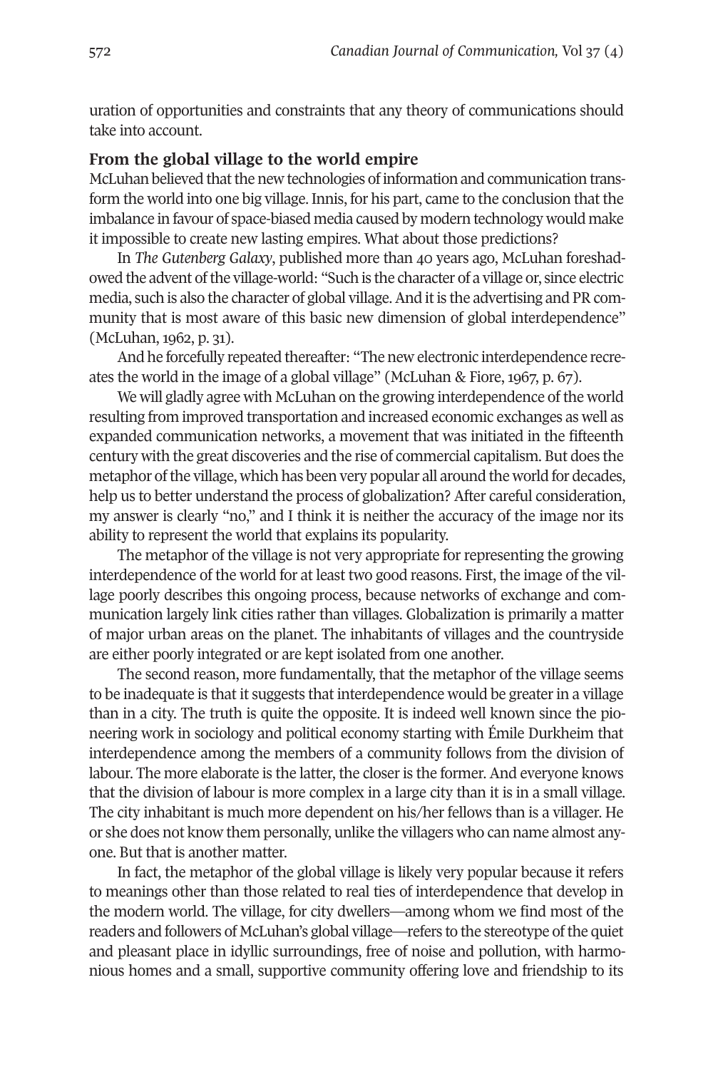uration of opportunities and constraints that any theory of communications should take into account.

## From the global village to the world empire

McLuhan believed that the new technologies of information and communication transform the world into one big village. Innis, for his part, came to the conclusion that the imbalance in favour of space-biased media caused by modern technology would make it impossible to create new lasting empires. What about those predictions?

In *The Gutenberg Galaxy*, published more than 40 years ago, McLuhan foreshadowed the advent of the village-world: "Such is the character of a village or, since electric media, such is also the character of global village. And it is the advertising and PR community that is most aware of this basic new dimension of global interdependence" (McLuhan, 1962, p. 31).

And he forcefully repeated thereafter: "The new electronic interdependence recreates the world in the image of a global village" (McLuhan & Fiore, 1967, p. 67).

We will gladly agree with McLuhan on the growing interdependence of the world resulting from improved transportation and increased economic exchanges as well as expanded communication networks, a movement that was initiated in the fifteenth century with the great discoveries and the rise of commercial capitalism. But does the metaphor of the village, which has been very popular all around the world for decades, help us to better understand the process of globalization? After careful consideration, my answer is clearly "no," and I think it is neither the accuracy of the image nor its ability to represent the world that explains its popularity.

The metaphor of the village is not very appropriate for representing the growing interdependence of the world for at least two good reasons. First, the image of the village poorly describes this ongoing process, because networks of exchange and communication largely link cities rather than villages. Globalization is primarily a matter of major urban areas on the planet. The inhabitants of villages and the countryside are either poorly integrated or are kept isolated from one another.

The second reason, more fundamentally, that the metaphor of the village seems to be inadequate is that it suggests that interdependence would be greater in a village than in a city. The truth is quite the opposite. It is indeed well known since the pioneering work in sociology and political economy starting with Émile Durkheim that interdependence among the members of a community follows from the division of labour. The more elaborate is the latter, the closer is the former. And everyone knows that the division of labour is more complex in a large city than it is in a small village. The city inhabitant is much more dependent on his/her fellows than is a villager. He or she does not know them personally, unlike the villagers who can name almost anyone. But that is another matter.

In fact, the metaphor of the global village is likely very popular because it refers to meanings other than those related to real ties of interdependence that develop in the modern world. The village, for city dwellers—among whom we find most of the readers and followers of McLuhan's global village—refers to the stereotype of the quiet and pleasant place in idyllic surroundings, free of noise and pollution, with harmonious homes and a small, supportive community offering love and friendship to its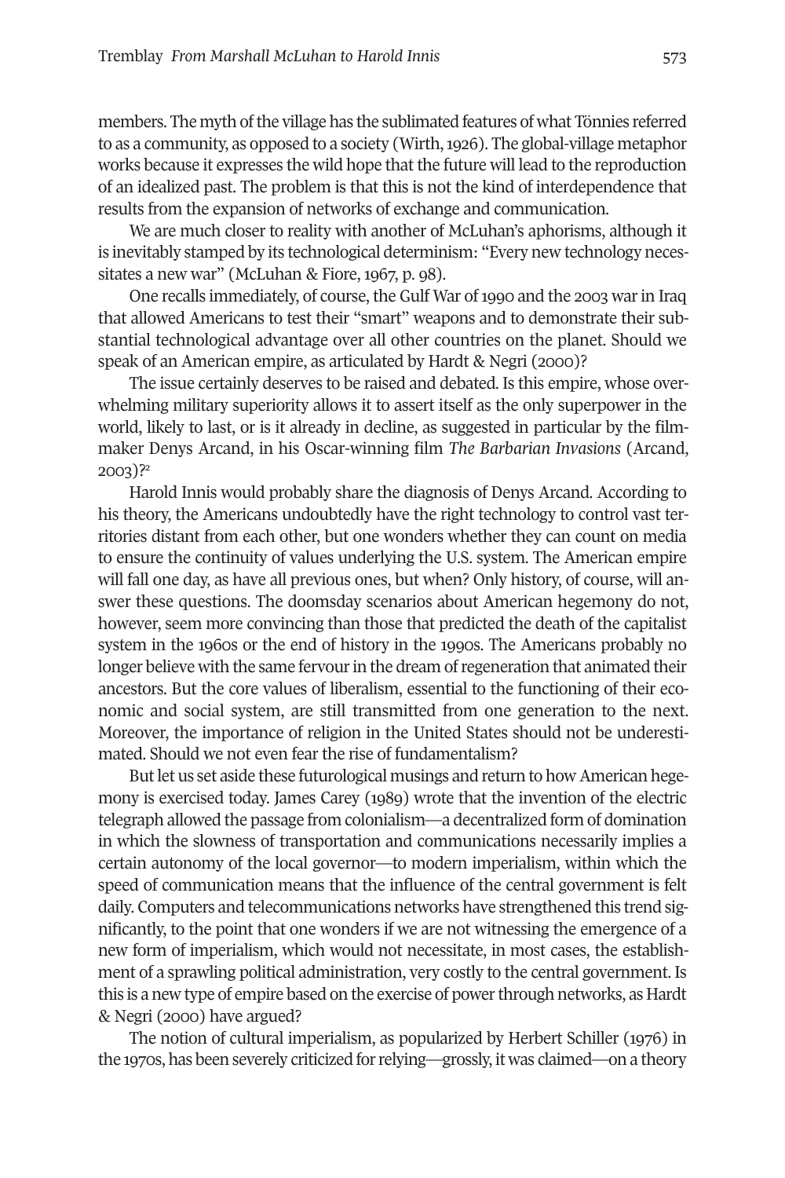members. The myth of the village has the sublimated features of what Tönnies referred to as a community, as opposed to a society (Wirth, 1926). The global-village metaphor works because it expresses the wild hope that the future will lead to the reproduction of an idealized past. The problem is that this is not the kind of interdependence that results from the expansion of networks of exchange and communication.

We are much closer to reality with another of McLuhan's aphorisms, although it is inevitably stamped by its technological determinism: "Every new technology necessitates a new war" (McLuhan & Fiore, 1967, p. 98).

One recalls immediately, of course, the Gulf War of 1990 and the 2003 war in Iraq that allowed Americans to test their "smart" weapons and to demonstrate their substantial technological advantage over all other countries on the planet. Should we speak of an American empire, as articulated by Hardt & Negri (2000)?

The issue certainly deserves to be raised and debated. Is this empire, whose overwhelming military superiority allows it to assert itself as the only superpower in the world, likely to last, or is it already in decline, as suggested in particular by the filmmaker Denys Arcand, in his Oscar-winning film *The Barbarian Invasions* (Arcand, 2003)?[2]

Harold Innis would probably share the diagnosis of Denys Arcand. According to his theory, the Americans undoubtedly have the right technology to control vast territories distant from each other, but one wonders whether they can count on media to ensure the continuity of values underlying the U.S. system. The American empire will fall one day, as have all previous ones, but when? Only history, of course, will answer these questions. The doomsday scenarios about American hegemony do not, however, seem more convincing than those that predicted the death of the capitalist system in the 1960s or the end of history in the 1990s. The Americans probably no longer believe with the same fervour in the dream of regeneration that animated their ancestors. But the core values of liberalism, essential to the functioning of their economic and social system, are still transmitted from one generation to the next. Moreover, the importance of religion in the United States should not be underestimated. Should we not even fear the rise of fundamentalism?

But let us set aside these futurological musings and return to how American hegemony is exercised today. James Carey (1989) wrote that the invention of the electric telegraph allowed the passage from colonialism—a decentralized form of domination in which the slowness of transportation and communications necessarily implies a certain autonomy of the local governor—to modern imperialism, within which the speed of communication means that the influence of the central government is felt daily. Computers and telecommunications networks have strengthened this trend significantly, to the point that one wonders if we are not witnessing the emergence of a new form of imperialism, which would not necessitate, in most cases, the establishment of a sprawling political administration, very costly to the central government. Is this is a new type of empire based on the exercise of power through networks, as Hardt & Negri (2000) have argued?

The notion of cultural imperialism, as popularized by Herbert Schiller (1976) in the 1970s, has been severely criticized for relying—grossly, it was claimed—on a theory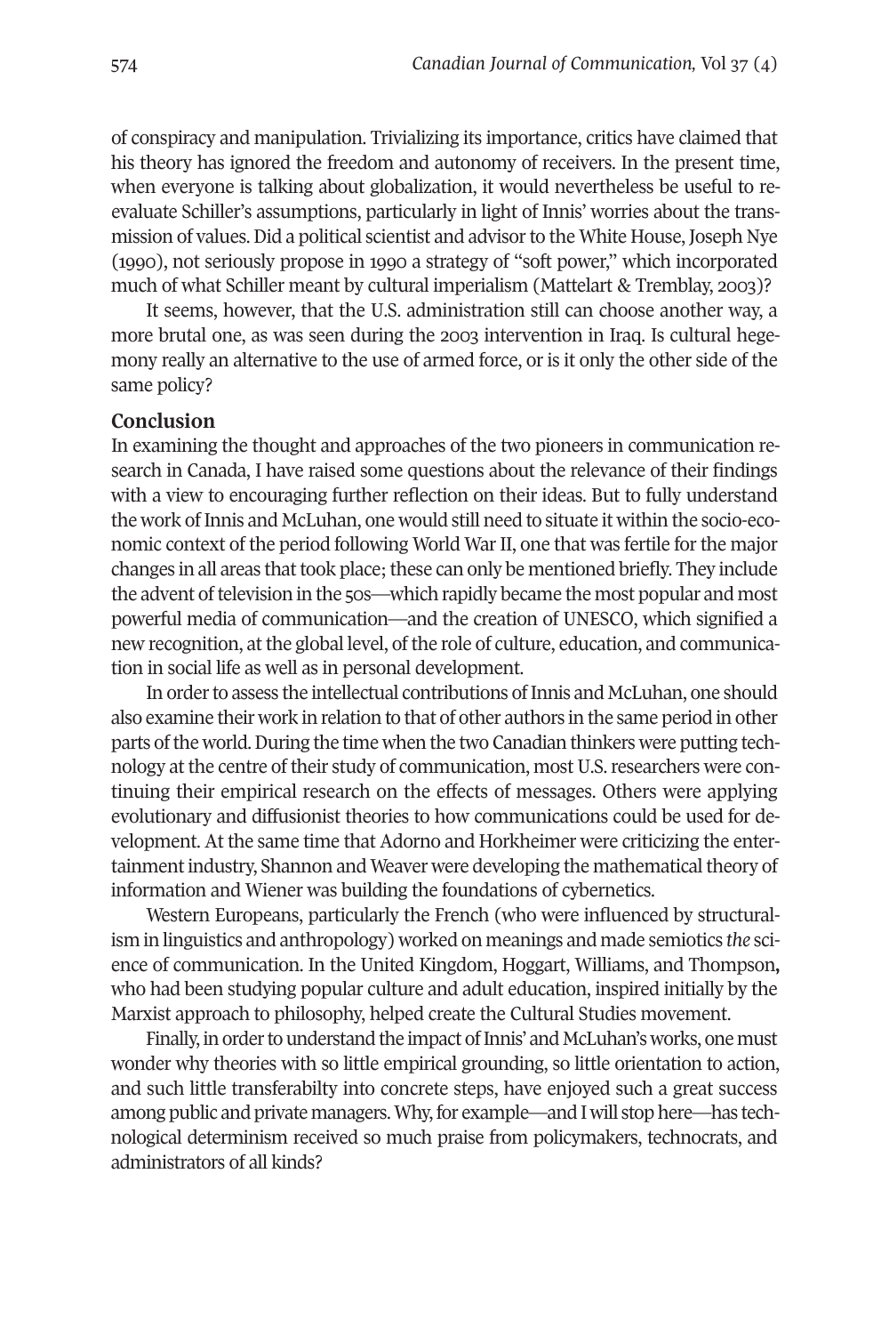of conspiracy and manipulation. Trivializing its importance, critics have claimed that his theory has ignored the freedom and autonomy of receivers. In the present time, when everyone is talking about globalization, it would nevertheless be useful to re-evaluate Schiller's assumptions, particularly in light of Innis' worries about the transmission of values. Did a political scientist and advisor to the White House, Joseph Nye (1990), not seriously propose in 1990 a strategy of "soft power," which incorporated much of what Schiller meant by cultural imperialism (Mattelart & Tremblay, 2003)?

It seems, however, that the U.S. administration still can choose another way, a more brutal one, as was seen during the 2003 intervention in Iraq. Is cultural hegemony really an alternative to the use of armed force, or is it only the other side of the same policy?

## Conclusion

In examining the thought and approaches of the two pioneers in communication research in Canada, I have raised some questions about the relevance of their findings with a view to encouraging further reflection on their ideas. But to fully understand the work of Innis and McLuhan, one would still need to situate it within the socio-economic context of the period following World War II, one that was fertile for the major changes in all areas that took place; these can only be mentioned briefly. They include the advent of television in the 50s—which rapidly became the most popular and most powerful media of communication—and the creation of UNESCO, which signified a new recognition, at the global level, of the role of culture, education, and communication in social life as well as in personal development.

In order to assess the intellectual contributions of Innis and McLuhan, one should also examine their work in relation to that of other authors in the same period in other parts of the world. During the time when the two Canadian thinkers were putting technology at the centre of their study of communication, most U.S. researchers were continuing their empirical research on the effects of messages. Others were applying evolutionary and diffusionist theories to how communications could be used for development. At the same time that Adorno and Horkheimer were criticizing the entertainment industry, Shannon and Weaver were developing the mathematical theory of information and Wiener was building the foundations of cybernetics.

Western Europeans, particularly the French (who were influenced by structuralism in linguistics and anthropology) worked on meanings and made semiotics *the* science of communication. In the United Kingdom, Hoggart, Williams, and Thompson, who had been studying popular culture and adult education, inspired initially by the Marxist approach to philosophy, helped create the Cultural Studies movement.

Finally, in order to understand the impact of Innis' and McLuhan's works, one must wonder why theories with so little empirical grounding, so little orientation to action, and such little transferabilty into concrete steps, have enjoyed such a great success among public and private managers. Why, for example—and I will stop here—has technological determinism received so much praise from policymakers, technocrats, and administrators of all kinds?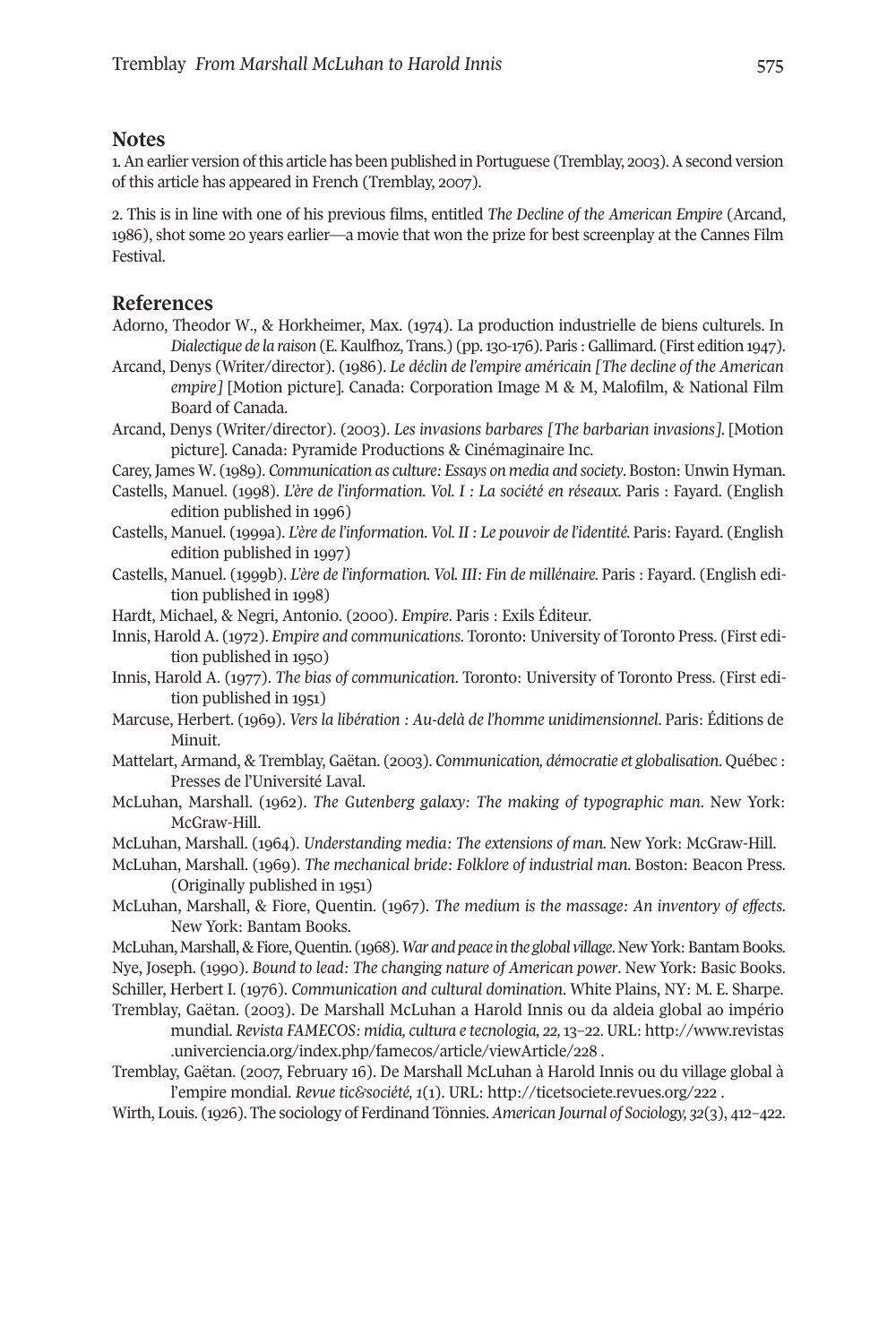## Notes

1. An earlier version of this article has been published in Portuguese (Tremblay, 2003). A second version of this article has appeared in French (Tremblay, 2007).

2. This is in line with one of his previous films, entitled *The Decline of the American Empire* (Arcand, 1986), shot some 20 years earlier—a movie that won the prize for best screenplay at the Cannes Film Festival.

## References

Adorno, Theodor W., & Horkheimer, Max. (1974). La production industrielle de biens culturels. In *Dialectique de la raison* (E. Kaulfhoz, Trans.) (pp. 130-176). Paris : Gallimard. (First edition 1947).

Arcand, Denys (Writer/director). (1986). *Le déclin de l'empire américain [The decline of the American empire]* [Motion picture]. Canada: Corporation Image M & M, Malofilm, & National Film Board of Canada.

Arcand, Denys (Writer/director). (2003). *Les invasions barbares [The barbarian invasions]*. [Motion picture]. Canada: Pyramide Productions & Cinémaginaire Inc.

Carey, James W. (1989). *Communication as culture: Essays on media and society*. Boston: Unwin Hyman.

Castells, Manuel. (1998). *L'ère de l'information. Vol. I : La société en réseaux.* Paris : Fayard. (English edition published in 1996)

Castells, Manuel. (1999a). *L'ère de l'information. Vol. II : Le pouvoir de l'identité.* Paris: Fayard. (English edition published in 1997)

Castells, Manuel. (1999b). *L'ère de l'information. Vol. III: Fin de millénaire.* Paris : Fayard. (English edition published in 1998)

Hardt, Michael, & Negri, Antonio. (2000). *Empire*. Paris : Exils Éditeur.

Innis, Harold A. (1972). *Empire and communications*. Toronto: University of Toronto Press. (First edition published in 1950)

Innis, Harold A. (1977). *The bias of communication*. Toronto: University of Toronto Press. (First edition published in 1951)

Marcuse, Herbert. (1969). *Vers la libération : Au-delà de l'homme unidimensionnel*. Paris: Éditions de Minuit.

Mattelart, Armand, & Tremblay, Gaëtan. (2003). *Communication, démocratie et globalisation*. Québec : Presses de l'Université Laval.

McLuhan, Marshall. (1962). *The Gutenberg galaxy: The making of typographic man*. New York: McGraw-Hill.

McLuhan, Marshall. (1964). *Understanding media: The extensions of man.* New York: McGraw-Hill.

McLuhan, Marshall. (1969). *The mechanical bride: Folklore of industrial man.* Boston: Beacon Press. (Originally published in 1951)

McLuhan, Marshall, & Fiore, Quentin. (1967). *The medium is the massage: An inventory of effects.* New York: Bantam Books.

McLuhan, Marshall, & Fiore, Quentin. (1968). *War and peace in the global village.* New York: Bantam Books.

Nye, Joseph. (1990). *Bound to lead: The changing nature of American power*. New York: Basic Books.

Schiller, Herbert I. (1976). *Communication and cultural domination*. White Plains, NY: M. E. Sharpe.

Tremblay, Gaëtan. (2003). De Marshall McLuhan a Harold Innis ou da aldeia global ao império mundial. *Revista FAMECOS: mídia, cultura e tecnologia, 22,* 13–22. URL: http://www.revistas.univerciencia.org/index.php/famecos/article/viewArticle/228 .

Tremblay, Gaëtan. (2007, February 16). De Marshall McLuhan à Harold Innis ou du village global à l'empire mondial. *Revue tic&société, 1*(1). URL: http://ticetsociete.revues.org/222 .

Wirth, Louis. (1926). The sociology of Ferdinand Tönnies. *American Journal of Sociology, 32*(3), 412–422.